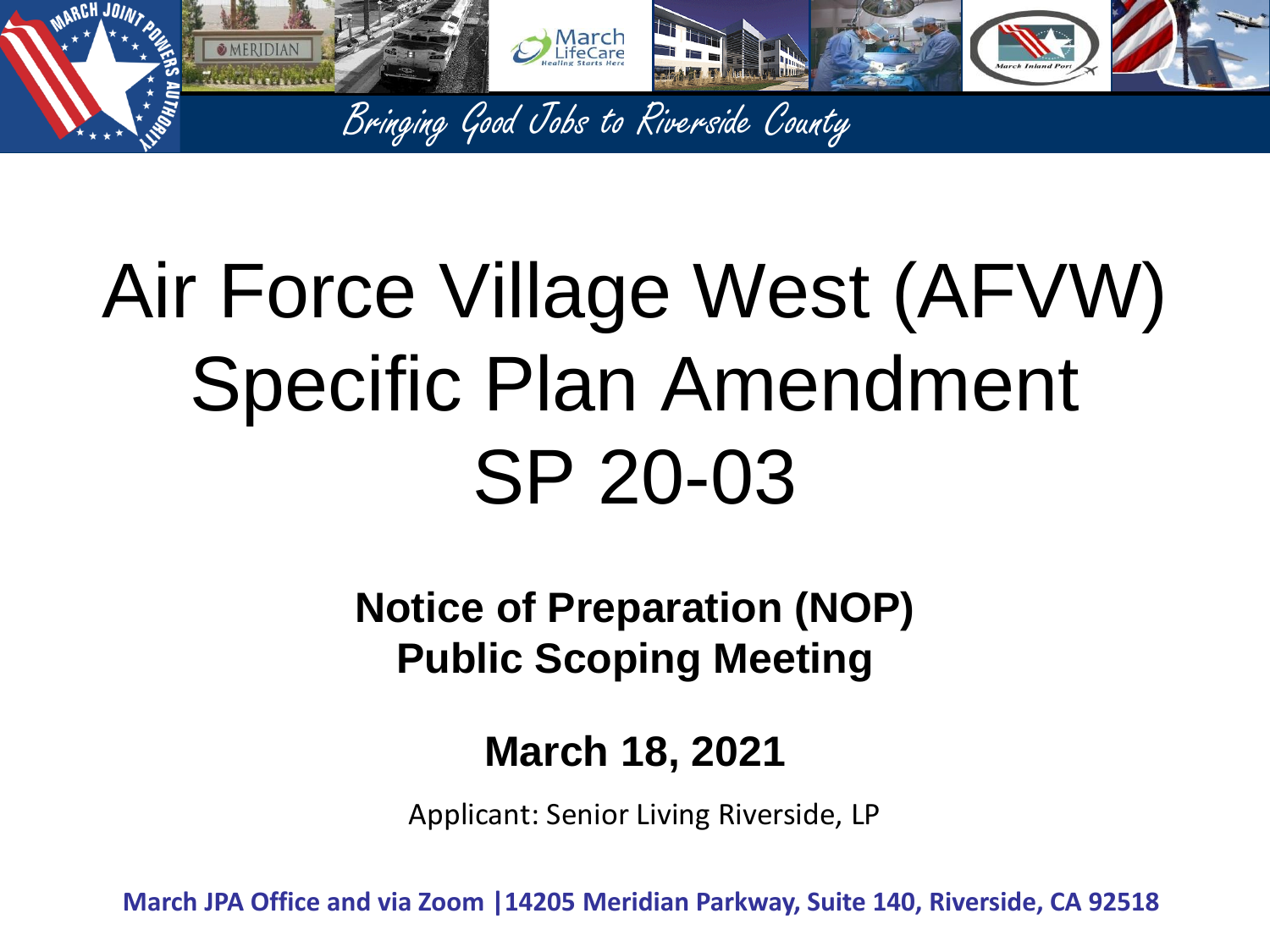Bringing Good Jobs to Riverside County

# Air Force Village West (AFVW) Specific Plan Amendment SP 20-03

**Notice of Preparation (NOP)**
**Public Scoping Meeting**

**March 18, 2021**

Applicant: Senior Living Riverside, LP

**March JPA Office and via Zoom |14205 Meridian Parkway, Suite 140, Riverside, CA 92518**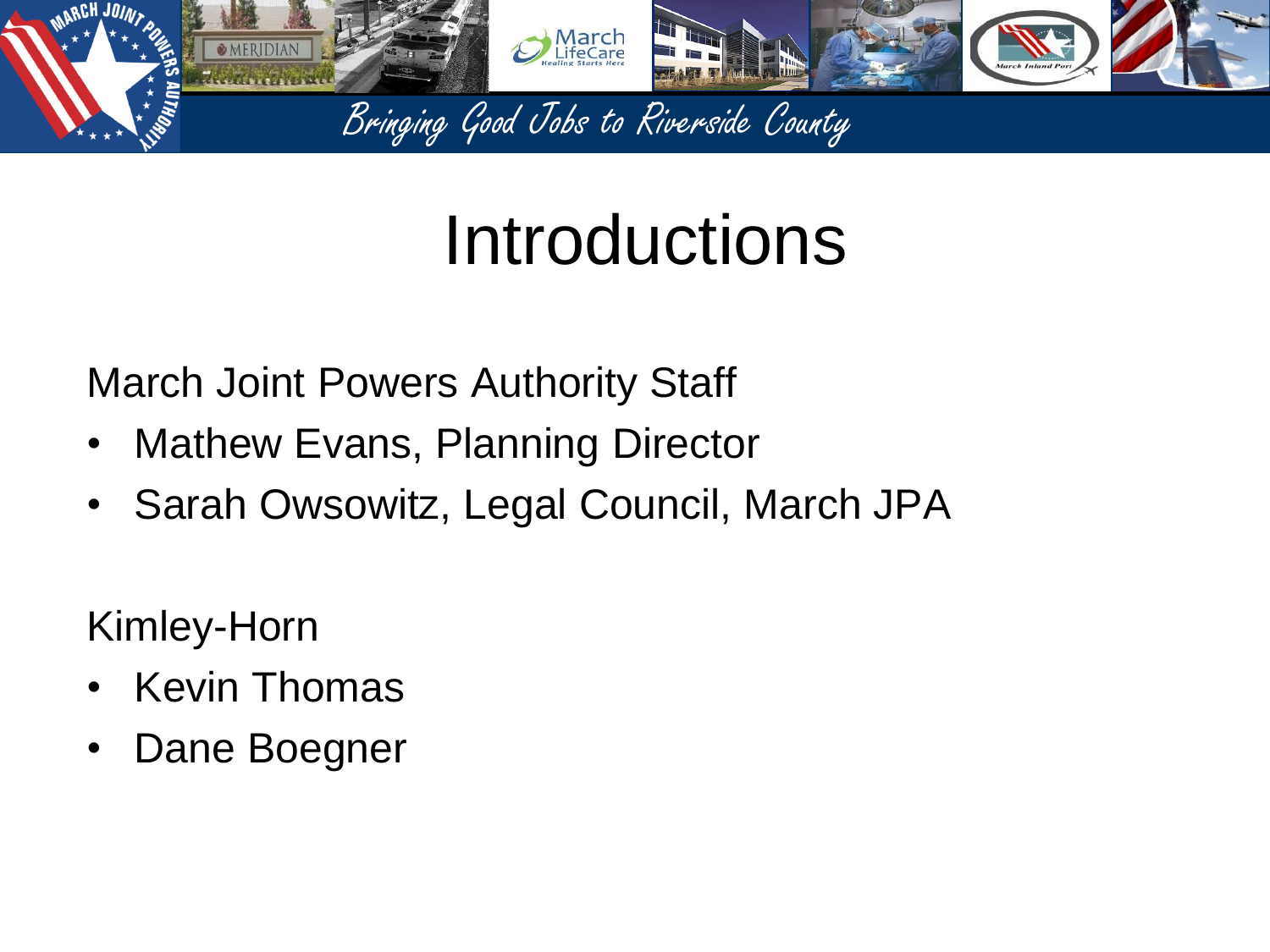# Introductions

March Joint Powers Authority Staff

- Mathew Evans, Planning Director
- Sarah Owsowitz, Legal Council, March JPA

Kimley-Horn

- Kevin Thomas
- Dane Boegner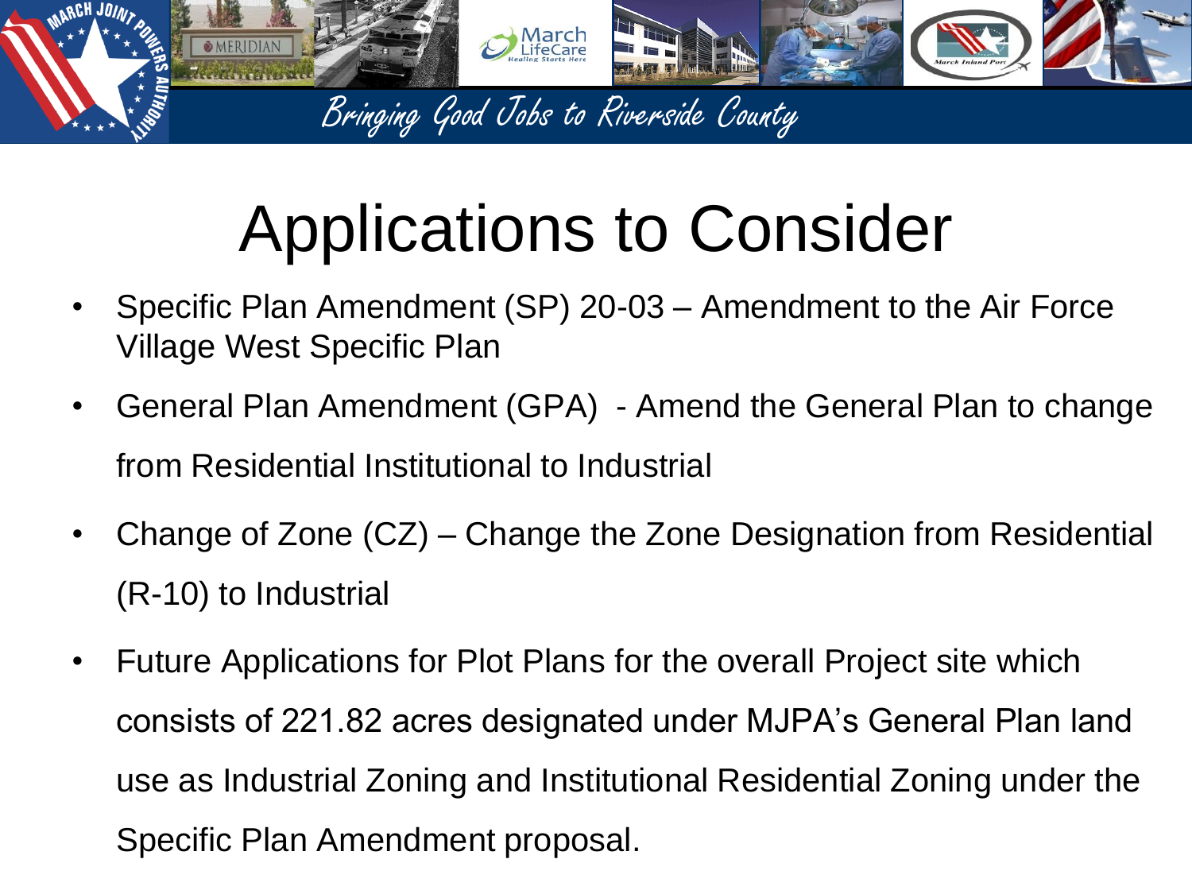# Applications to Consider

- Specific Plan Amendment (SP) 20-03 – Amendment to the Air Force Village West Specific Plan
- General Plan Amendment (GPA) - Amend the General Plan to change from Residential Institutional to Industrial
- Change of Zone (CZ) – Change the Zone Designation from Residential (R-10) to Industrial
- Future Applications for Plot Plans for the overall Project site which consists of 221.82 acres designated under MJPA's General Plan land use as Industrial Zoning and Institutional Residential Zoning under the Specific Plan Amendment proposal.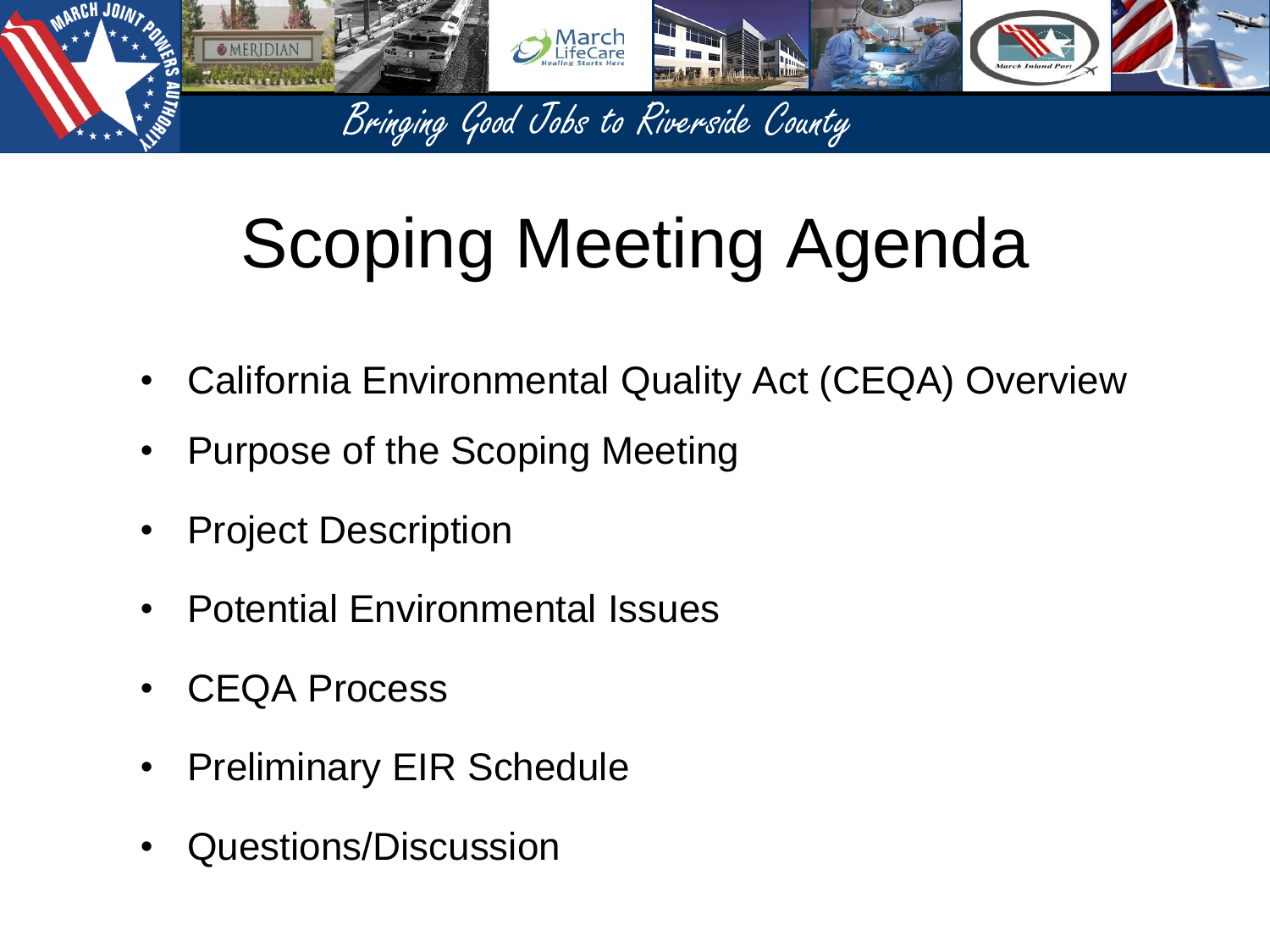# Scoping Meeting Agenda

- California Environmental Quality Act (CEQA) Overview
- Purpose of the Scoping Meeting
- Project Description
- Potential Environmental Issues
- CEQA Process
- Preliminary EIR Schedule
- Questions/Discussion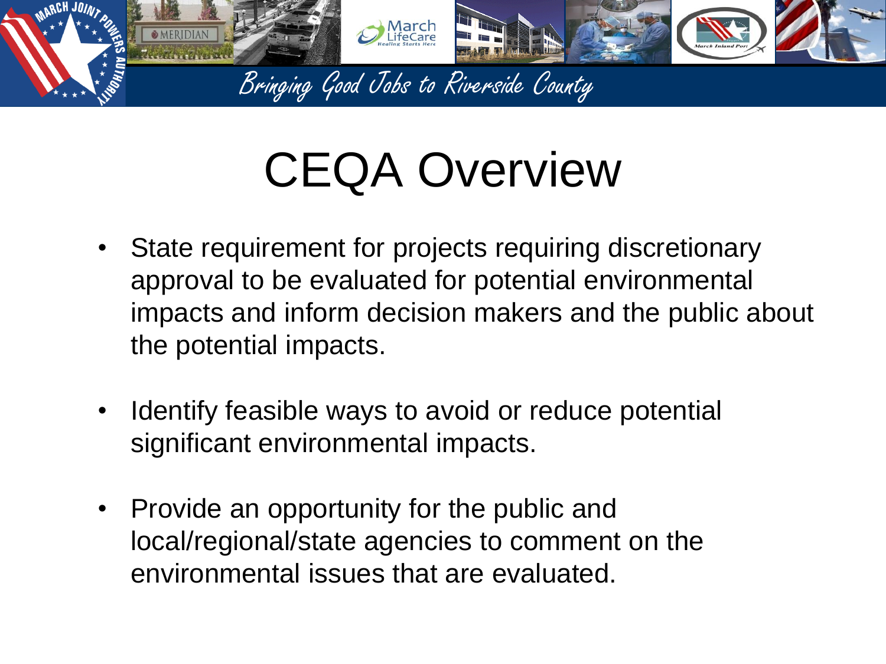# CEQA Overview

- State requirement for projects requiring discretionary approval to be evaluated for potential environmental impacts and inform decision makers and the public about the potential impacts.
- Identify feasible ways to avoid or reduce potential significant environmental impacts.
- Provide an opportunity for the public and local/regional/state agencies to comment on the environmental issues that are evaluated.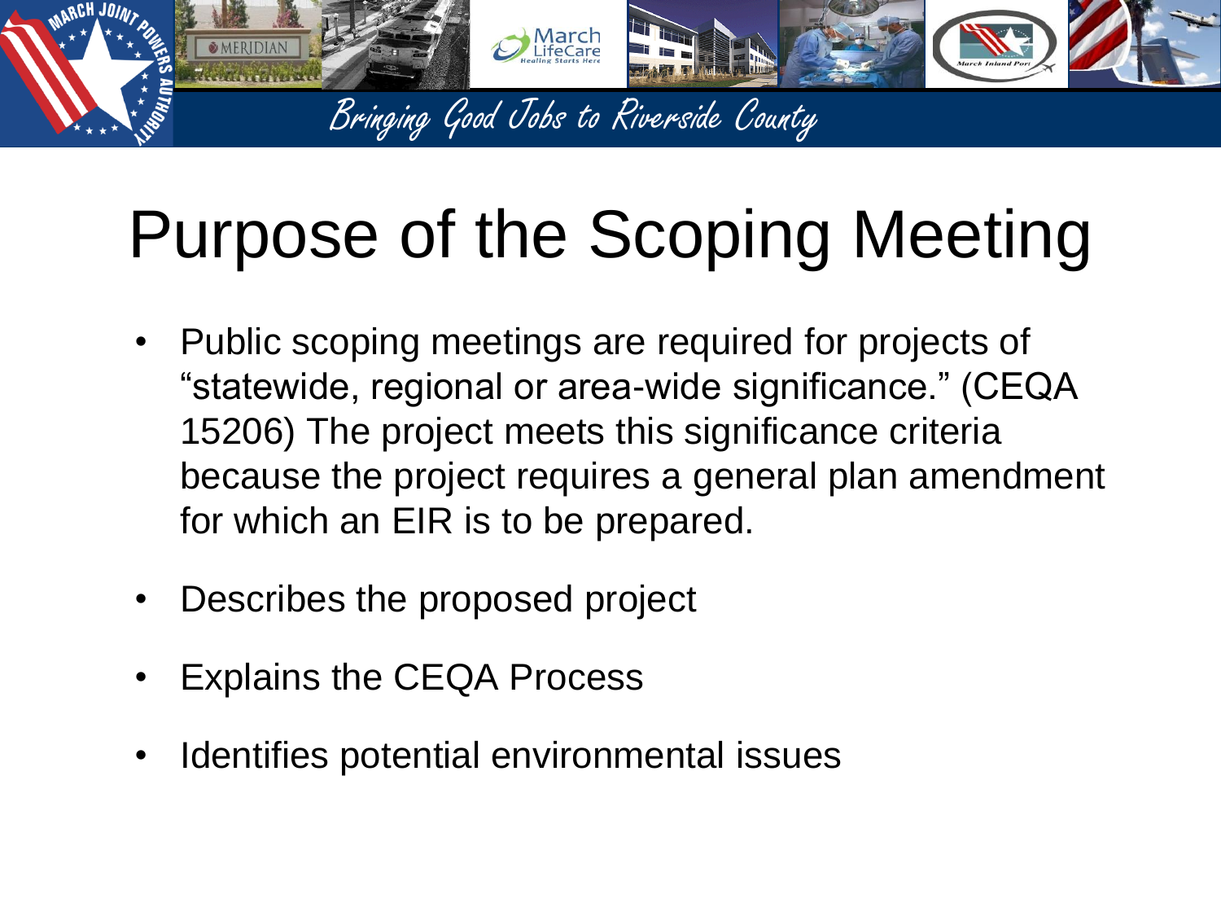# Purpose of the Scoping Meeting

- Public scoping meetings are required for projects of “statewide, regional or area-wide significance.” (CEQA 15206) The project meets this significance criteria because the project requires a general plan amendment for which an EIR is to be prepared.
- Describes the proposed project
- Explains the CEQA Process
- Identifies potential environmental issues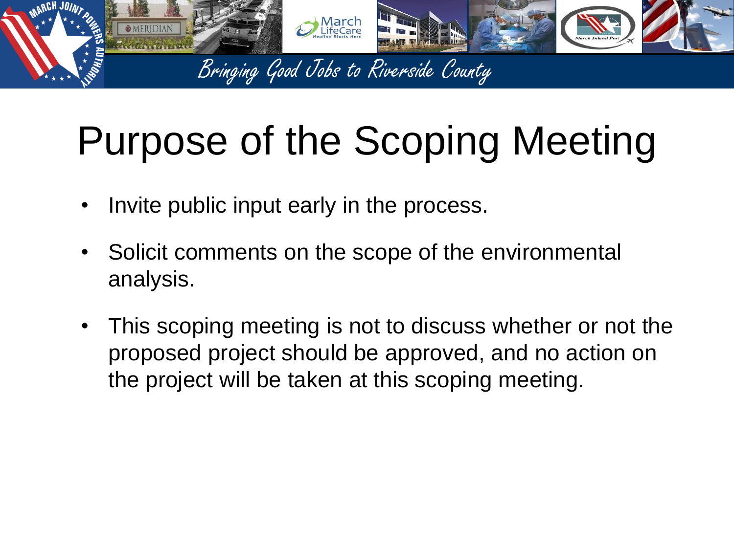# Purpose of the Scoping Meeting

- Invite public input early in the process.
- Solicit comments on the scope of the environmental analysis.
- This scoping meeting is not to discuss whether or not the proposed project should be approved, and no action on the project will be taken at this scoping meeting.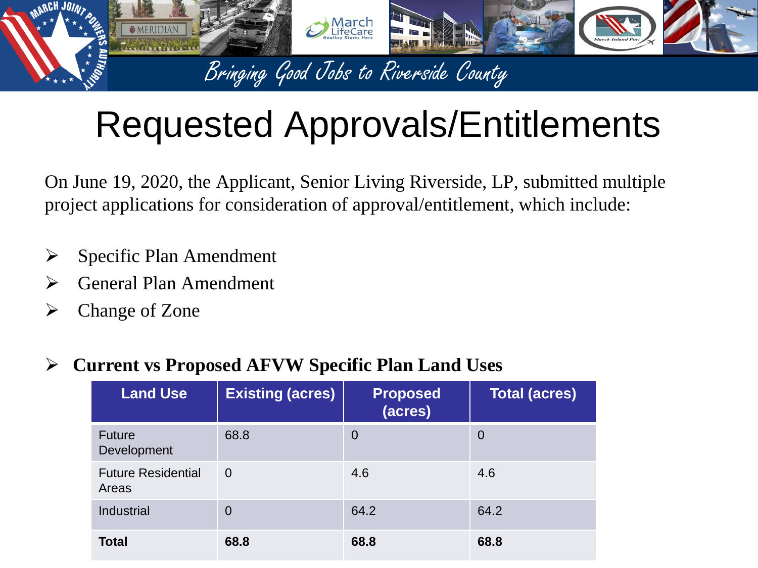# Requested Approvals/Entitlements

On June 19, 2020, the Applicant, Senior Living Riverside, LP, submitted multiple project applications for consideration of approval/entitlement, which include:

- Specific Plan Amendment
- General Plan Amendment
- Change of Zone

- **Current vs Proposed AFVW Specific Plan Land Uses**

| Land Use | Existing (acres) | Proposed (acres) | Total (acres) |
|---|---|---|---|
| Future Development | 68.8 | 0 | 0 |
| Future Residential Areas | 0 | 4.6 | 4.6 |
| Industrial | 0 | 64.2 | 64.2 |
| **Total** | **68.8** | **68.8** | **68.8** |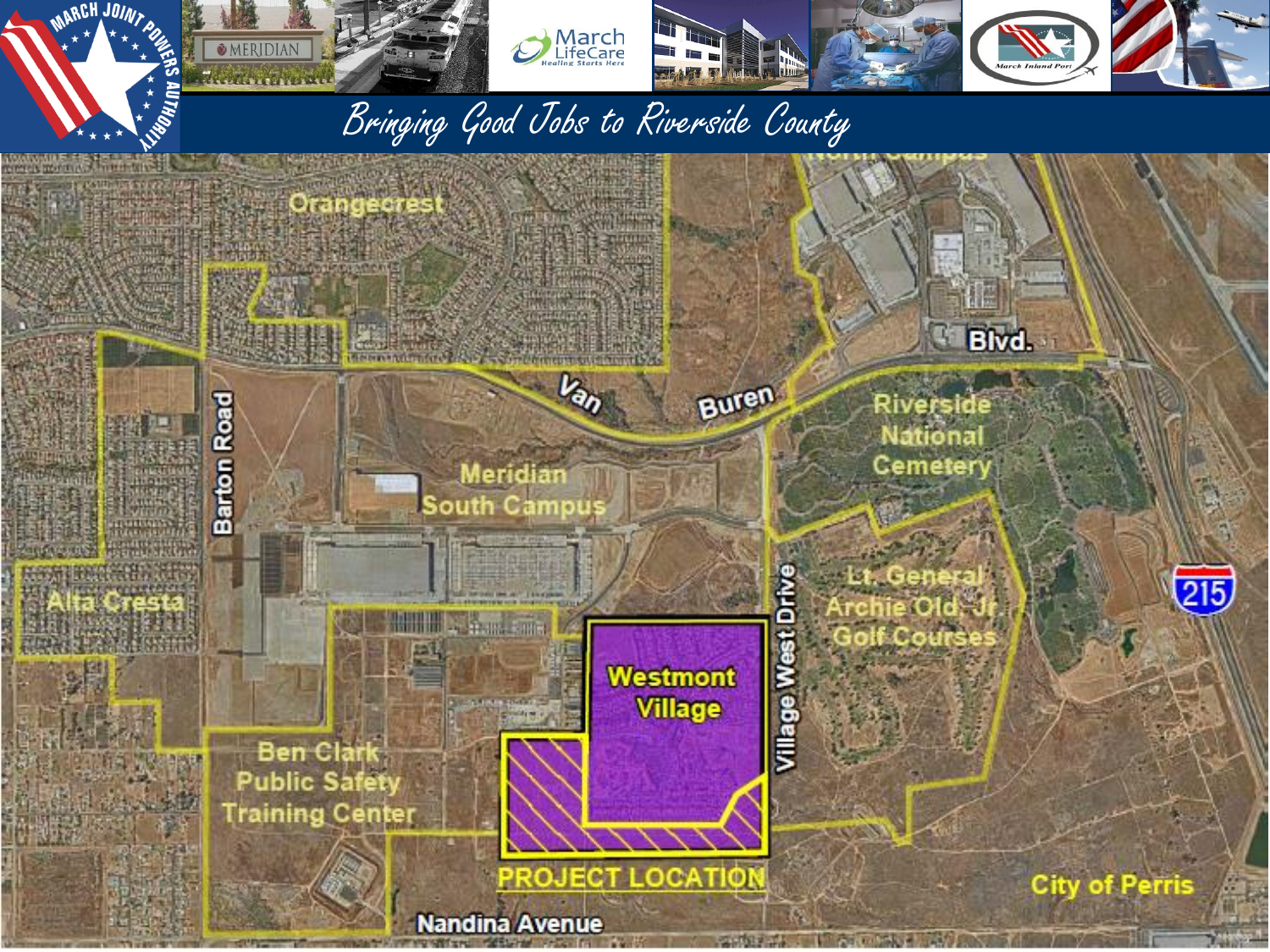Bringing Good Jobs to Riverside County

Orangecrest

Van Buren Blvd.

Barton Road

Meridian South Campus

Riverside National Cemetery

Alta Cresta

Lt. General Archie Old, Jr. Golf Courses

Village West Drive

Westmont Village

Ben Clark Public Safety Training Center

215

PROJECT LOCATION

City of Perris

Nandina Avenue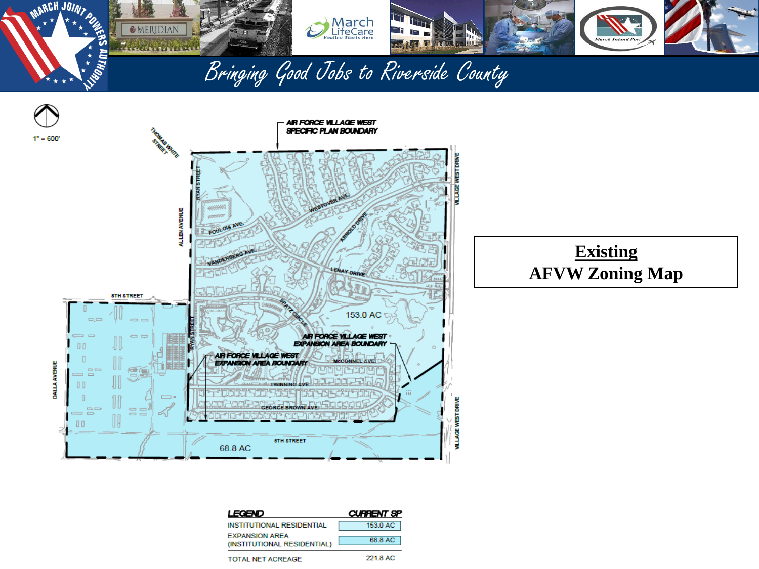Bringing Good Jobs to Riverside County

# Existing AFVW Zoning Map

1" = 600'

AIR FORCE VILLAGE WEST SPECIFIC PLAN BOUNDARY

153.0 AC

AIR FORCE VILLAGE WEST EXPANSION AREA BOUNDARY

68.8 AC

| LEGEND | CURRENT SP |
|---|---|
| INSTITUTIONAL RESIDENTIAL | 153.0 AC |
| EXPANSION AREA (INSTITUTIONAL RESIDENTIAL) | 68.8 AC |
| TOTAL NET ACREAGE | 221.8 AC |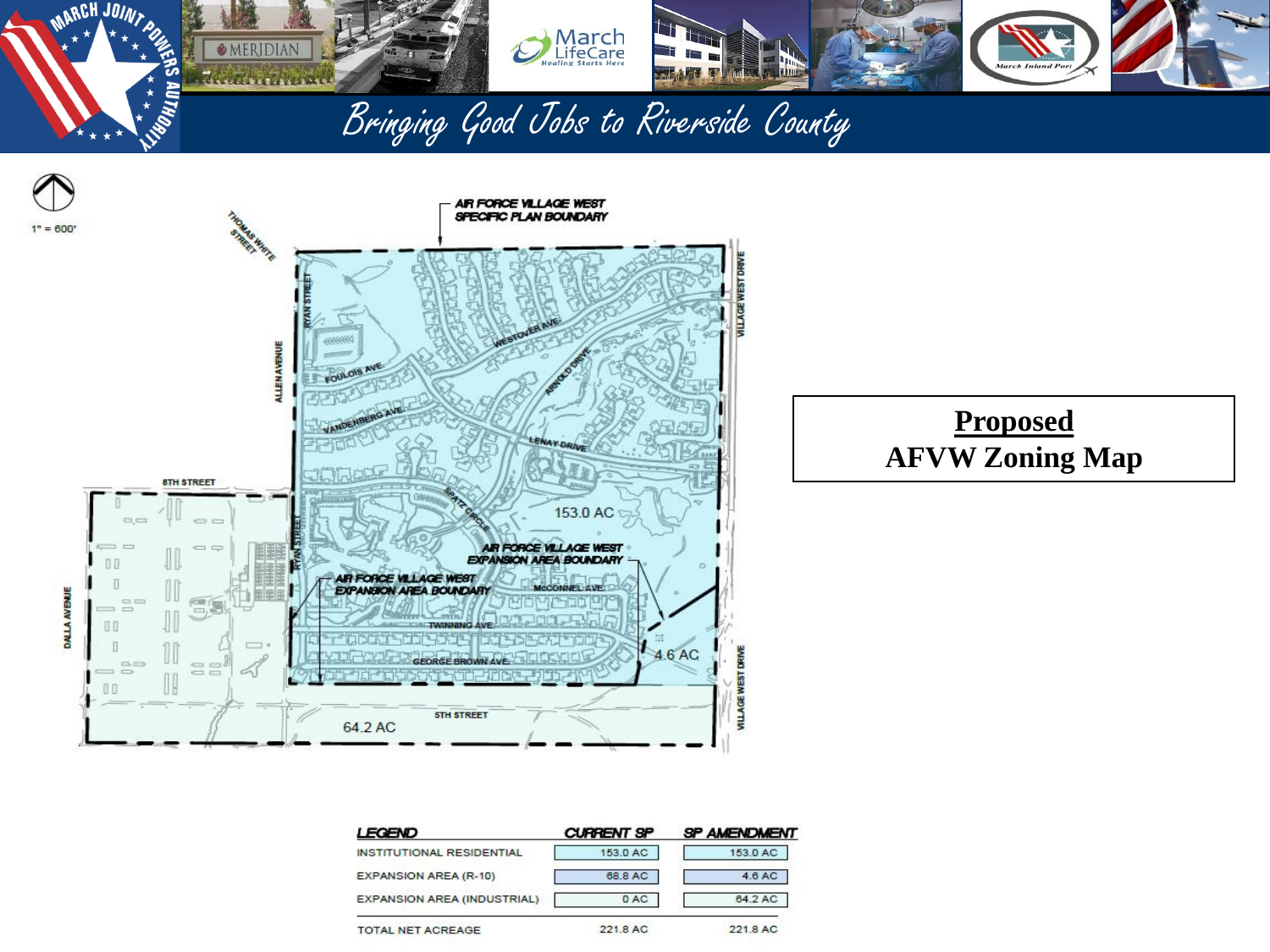Bringing Good Jobs to Riverside County

**Proposed**
**AFVW Zoning Map**

1" = 600'

AIR FORCE VILLAGE WEST SPECIFIC PLAN BOUNDARY

AIR FORCE VILLAGE WEST EXPANSION AREA BOUNDARY

153.0 AC

4.6 AC

64.2 AC

| LEGEND | CURRENT SP | SP AMENDMENT |
|---|---|---|
| INSTITUTIONAL RESIDENTIAL | 153.0 AC | 153.0 AC |
| EXPANSION AREA (R-10) | 68.8 AC | 4.6 AC |
| EXPANSION AREA (INDUSTRIAL) | 0 AC | 64.2 AC |
| TOTAL NET ACREAGE | 221.8 AC | 221.8 AC |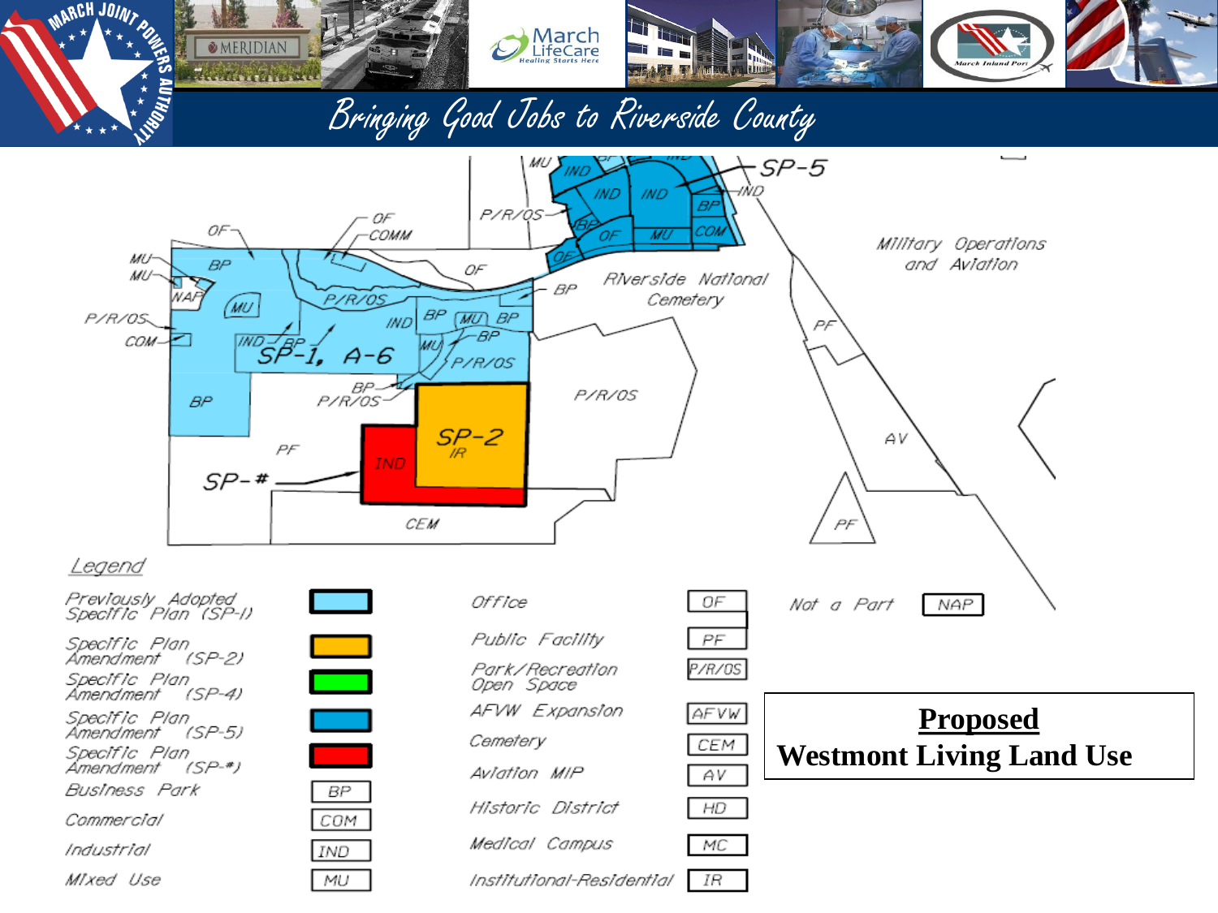Bringing Good Jobs to Riverside County

**Proposed**
**Westmont Living Land Use**

## Legend

| Designation | Key |
| --- | --- |
| Previously Adopted Specific Plan (SP-1) | (light blue) |
| Specific Plan Amendment (SP-2) | (orange) |
| Specific Plan Amendment (SP-4) | (green) |
| Specific Plan Amendment (SP-5) | (blue) |
| Specific Plan Amendment (SP-#) | (red) |
| Business Park | BP |
| Commercial | COM |
| Industrial | IND |
| Mixed Use | MU |
| Office | OF |
| Public Facility | PF |
| Park/Recreation Open Space | P/R/OS |
| AFVW Expansion | AFVW |
| Cemetery | CEM |
| Aviation MIP | AV |
| Historic District | HD |
| Medical Campus | MC |
| Institutional-Residential | IR |
| Not a Part | NAP |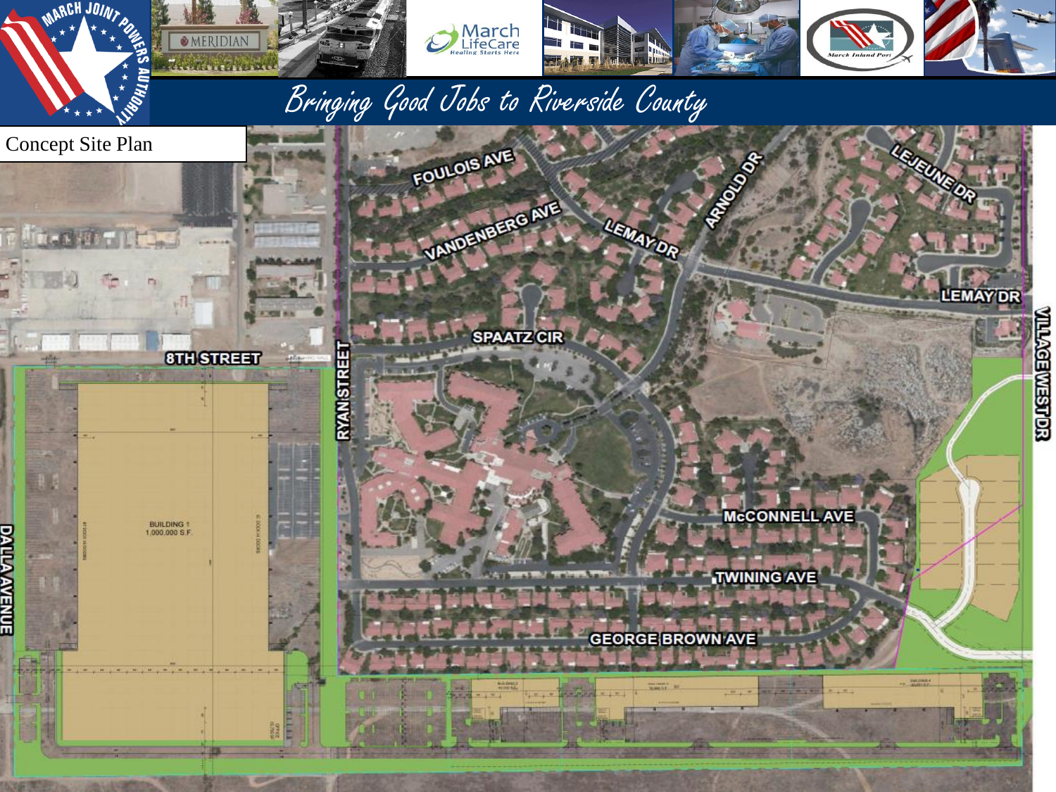# Bringing Good Jobs to Riverside County

## Concept Site Plan

FOULOIS AVE

VANDENBERG AVE

LEMAY DR

ARNOLD DR

LEJEUNE DR

LEMAY DR

SPAATZ CIR

8TH STREET

RYAN STREET

VILLAGE WEST DR

BUILDING 1
1,000,000 S.F.

DALLAS AVENUE

McCONNELL AVE

TWINING AVE

GEORGE BROWN AVE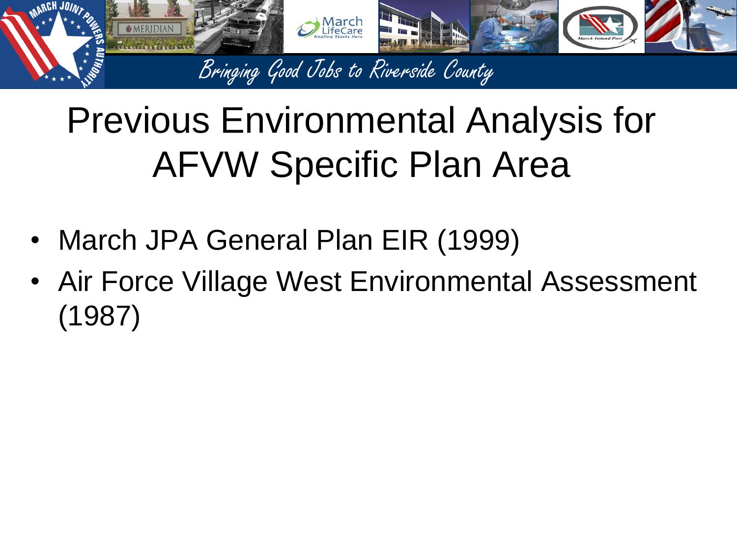# Previous Environmental Analysis for AFVW Specific Plan Area

- March JPA General Plan EIR (1999)
- Air Force Village West Environmental Assessment (1987)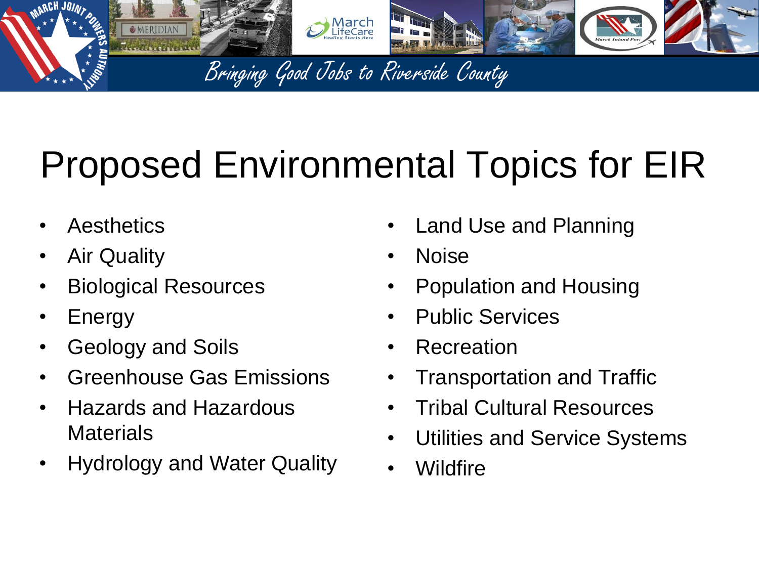# Proposed Environmental Topics for EIR

- Aesthetics
- Air Quality
- Biological Resources
- Energy
- Geology and Soils
- Greenhouse Gas Emissions
- Hazards and Hazardous Materials
- Hydrology and Water Quality
- Land Use and Planning
- Noise
- Population and Housing
- Public Services
- Recreation
- Transportation and Traffic
- Tribal Cultural Resources
- Utilities and Service Systems
- Wildfire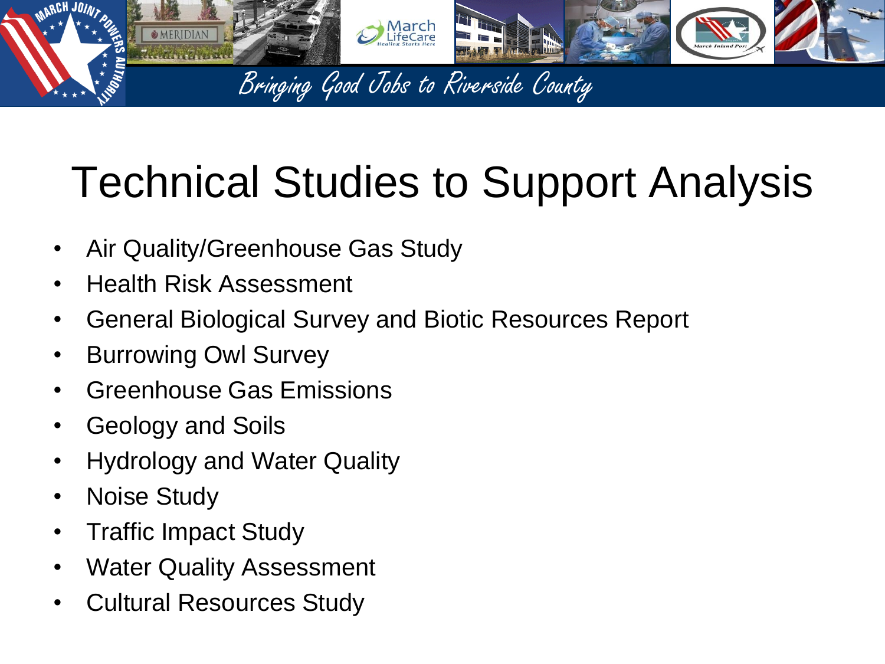# Technical Studies to Support Analysis

- Air Quality/Greenhouse Gas Study
- Health Risk Assessment
- General Biological Survey and Biotic Resources Report
- Burrowing Owl Survey
- Greenhouse Gas Emissions
- Geology and Soils
- Hydrology and Water Quality
- Noise Study
- Traffic Impact Study
- Water Quality Assessment
- Cultural Resources Study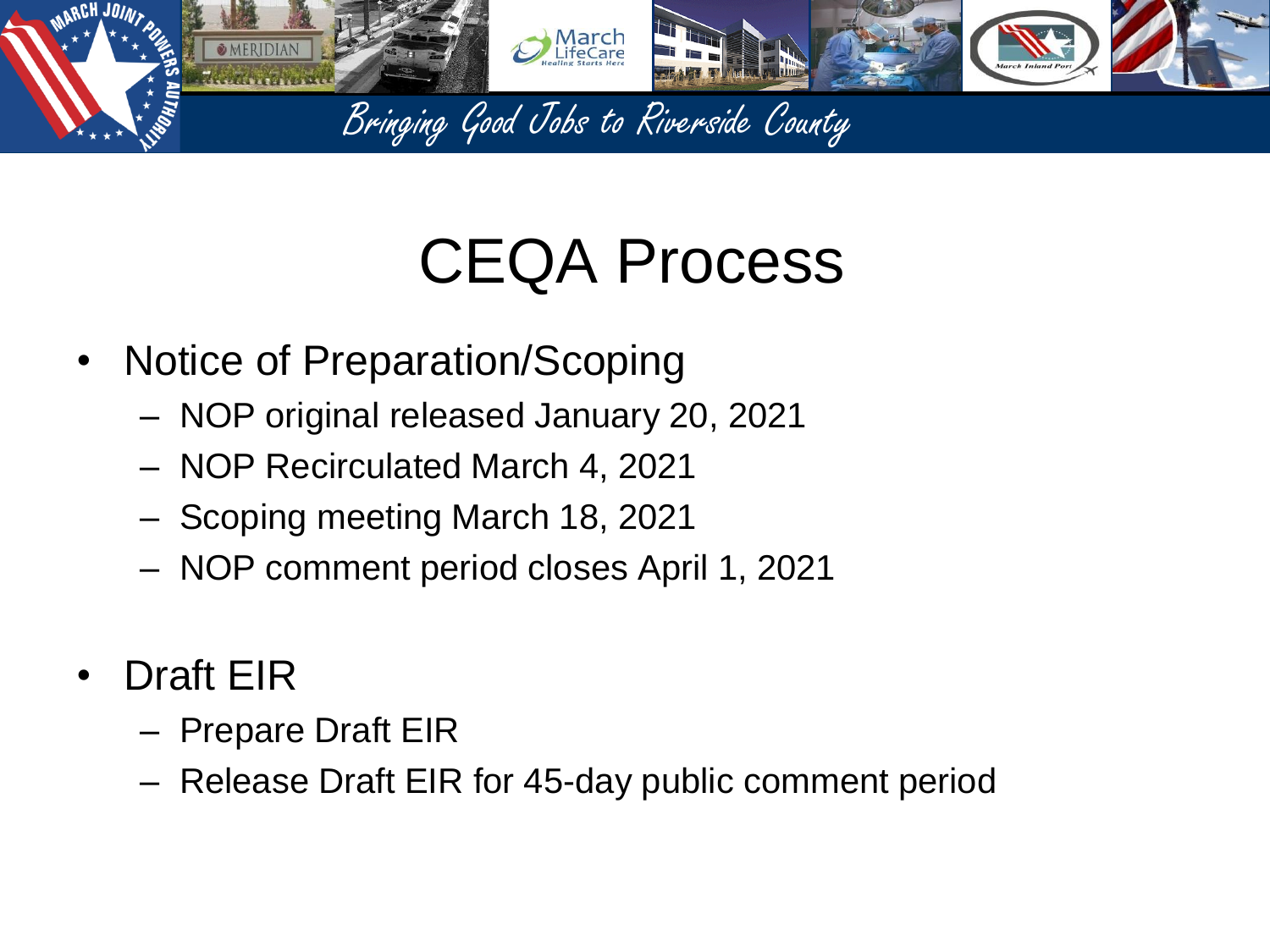# CEQA Process

- Notice of Preparation/Scoping
  - NOP original released January 20, 2021
  - NOP Recirculated March 4, 2021
  - Scoping meeting March 18, 2021
  - NOP comment period closes April 1, 2021

- Draft EIR
  - Prepare Draft EIR
  - Release Draft EIR for 45-day public comment period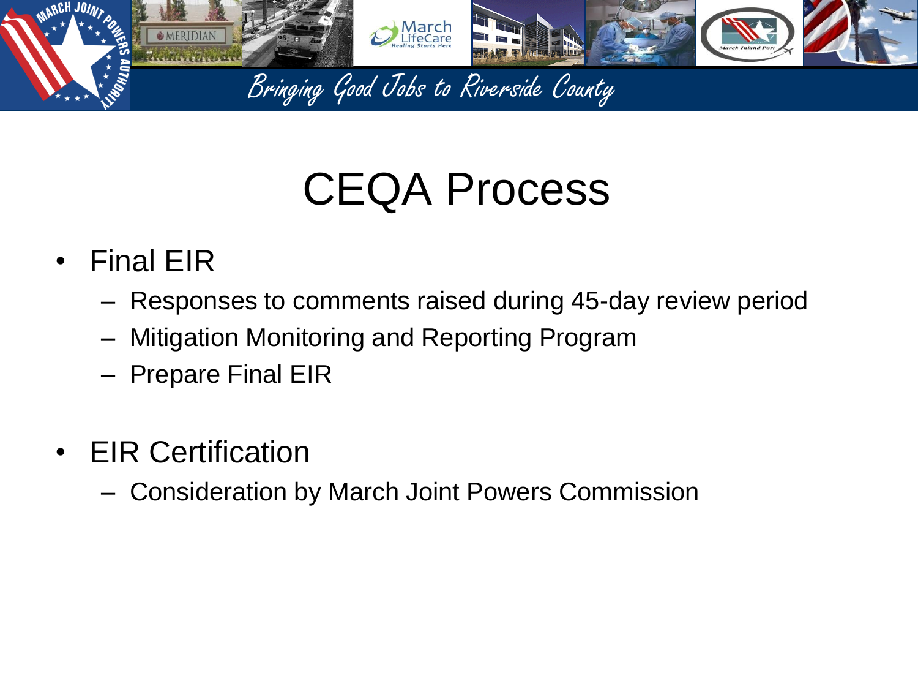# CEQA Process

- Final EIR
  - Responses to comments raised during 45-day review period
  - Mitigation Monitoring and Reporting Program
  - Prepare Final EIR
- EIR Certification
  - Consideration by March Joint Powers Commission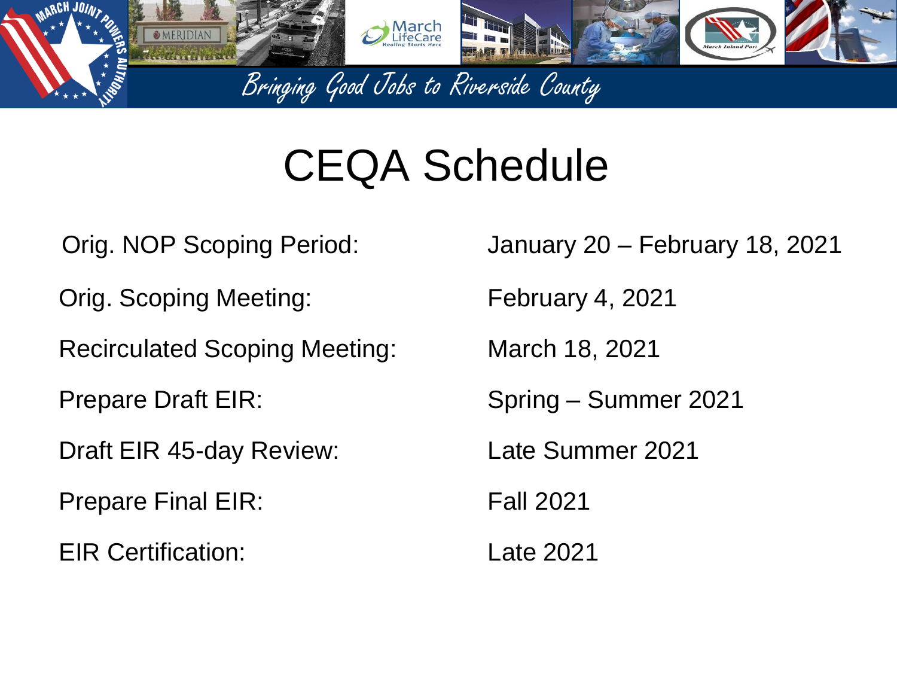# CEQA Schedule

| | |
|---|---|
| Orig. NOP Scoping Period: | January 20 – February 18, 2021 |
| Orig. Scoping Meeting: | February 4, 2021 |
| Recirculated Scoping Meeting: | March 18, 2021 |
| Prepare Draft EIR: | Spring – Summer 2021 |
| Draft EIR 45-day Review: | Late Summer 2021 |
| Prepare Final EIR: | Fall 2021 |
| EIR Certification: | Late 2021 |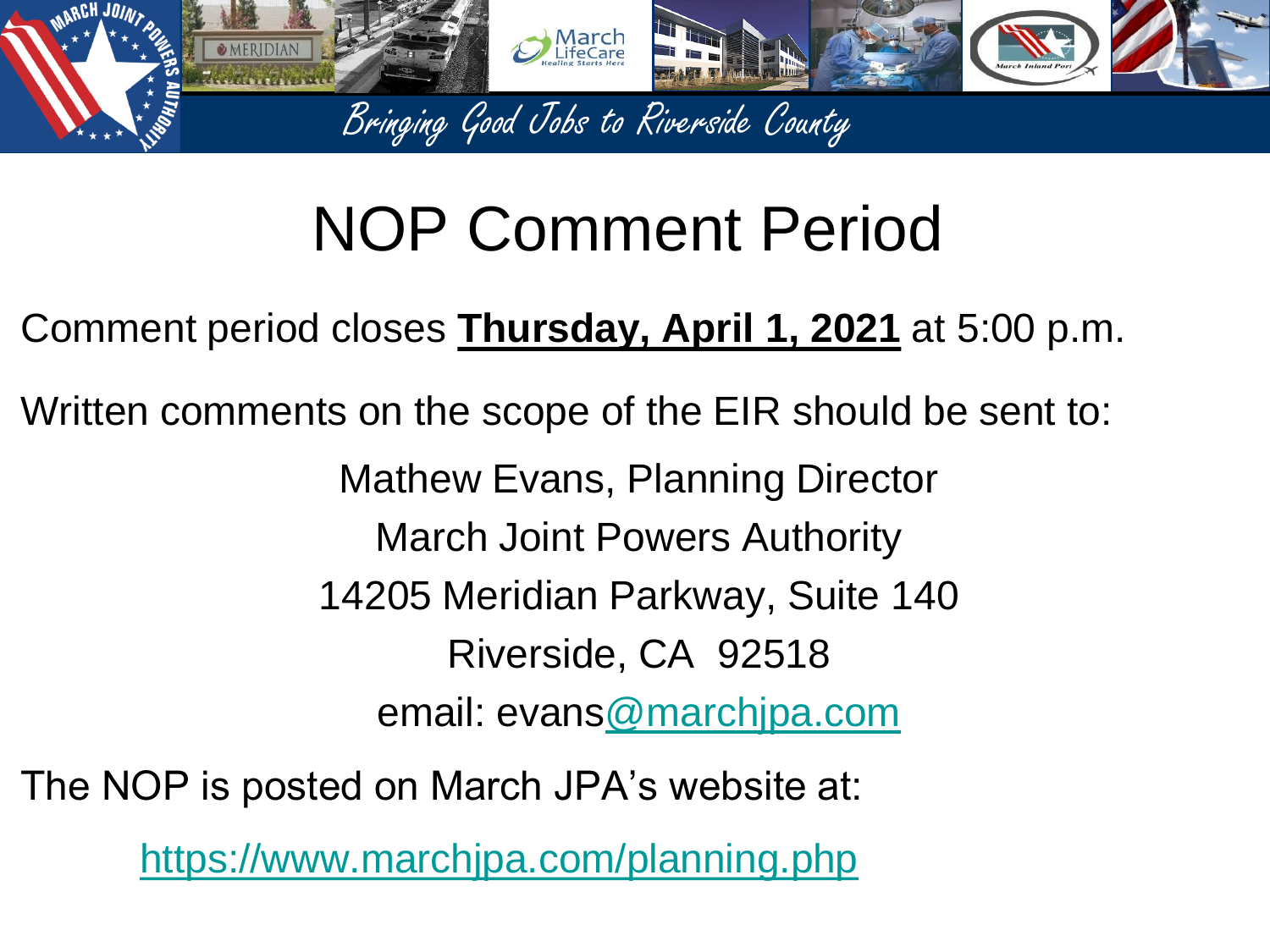# NOP Comment Period

Comment period closes **Thursday, April 1, 2021** at 5:00 p.m.

Written comments on the scope of the EIR should be sent to:

Mathew Evans, Planning Director
March Joint Powers Authority
14205 Meridian Parkway, Suite 140
Riverside, CA 92518
email: evans@marchjpa.com

The NOP is posted on March JPA's website at:

https://www.marchjpa.com/planning.php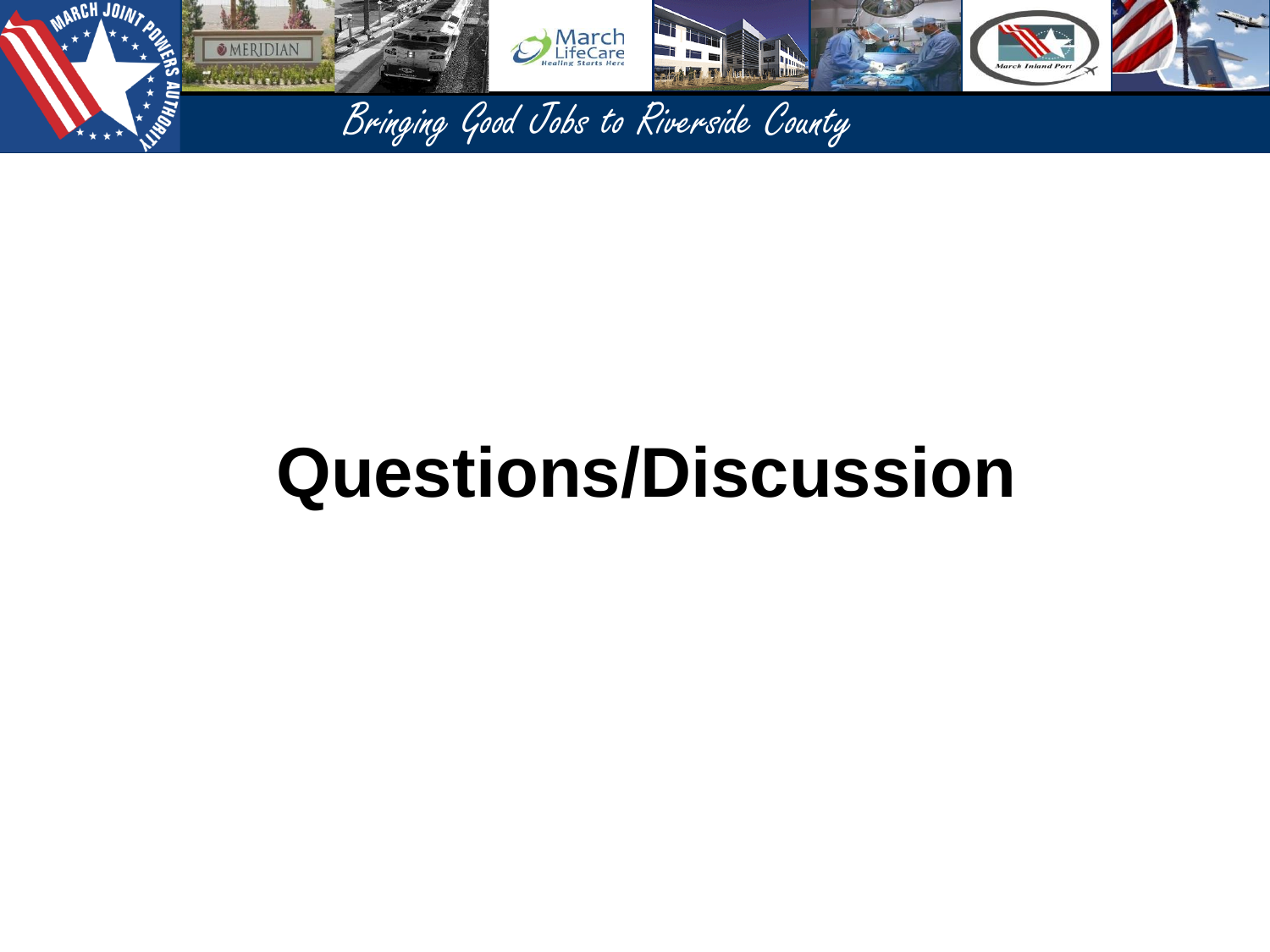# Questions/Discussion